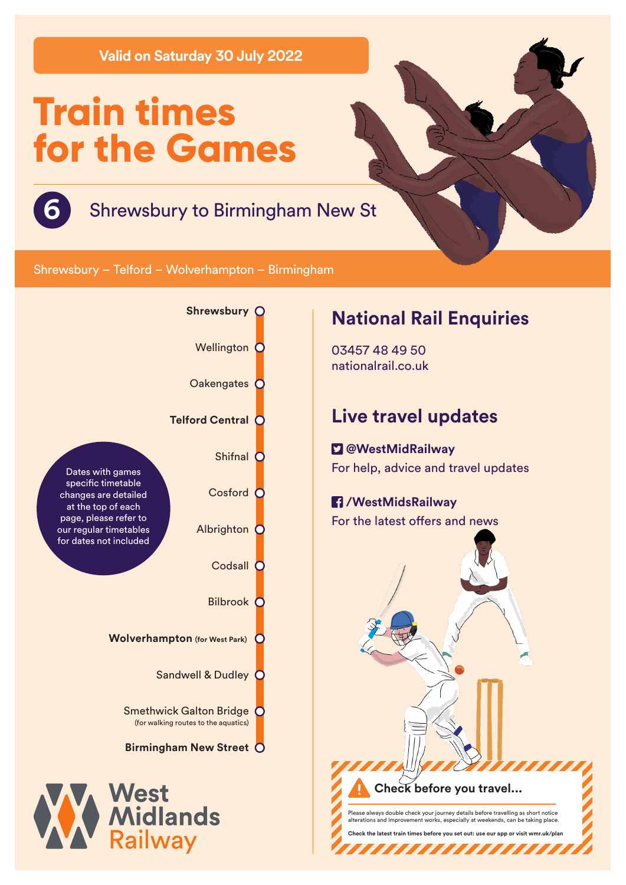**Valid on Saturday 30 July 2022**

# Train times for the Games

## 6 Shrewsbury to Birmingham New St

Shrewsbury – Telford – Wolverhampton – Birmingham

- **Shrewsbury**
- Wellington
- Oakengates
- **Telford Central**
- Shifnal
- Cosford
- Albrighton
- Codsall
- Bilbrook
- **Wolverhampton** (for West Park)
- Sandwell & Dudley
- Smethwick Galton Bridge (for walking routes to the aquatics)
- **Birmingham New Street**

Dates with games specific timetable changes are detailed at the top of each page, please refer to our regular timetables for dates not included

## National Rail Enquiries

03457 48 49 50
nationalrail.co.uk

## Live travel updates

**@WestMidRailway**
For help, advice and travel updates

**/WestMidsRailway**
For the latest offers and news

**Check before you travel...**

Please always double check your journey details before travelling as short notice alterations and improvement works, especially at weekends, can be taking place.

**Check the latest train times before you set out: use our app or visit wmr.uk/plan**

West Midlands Railway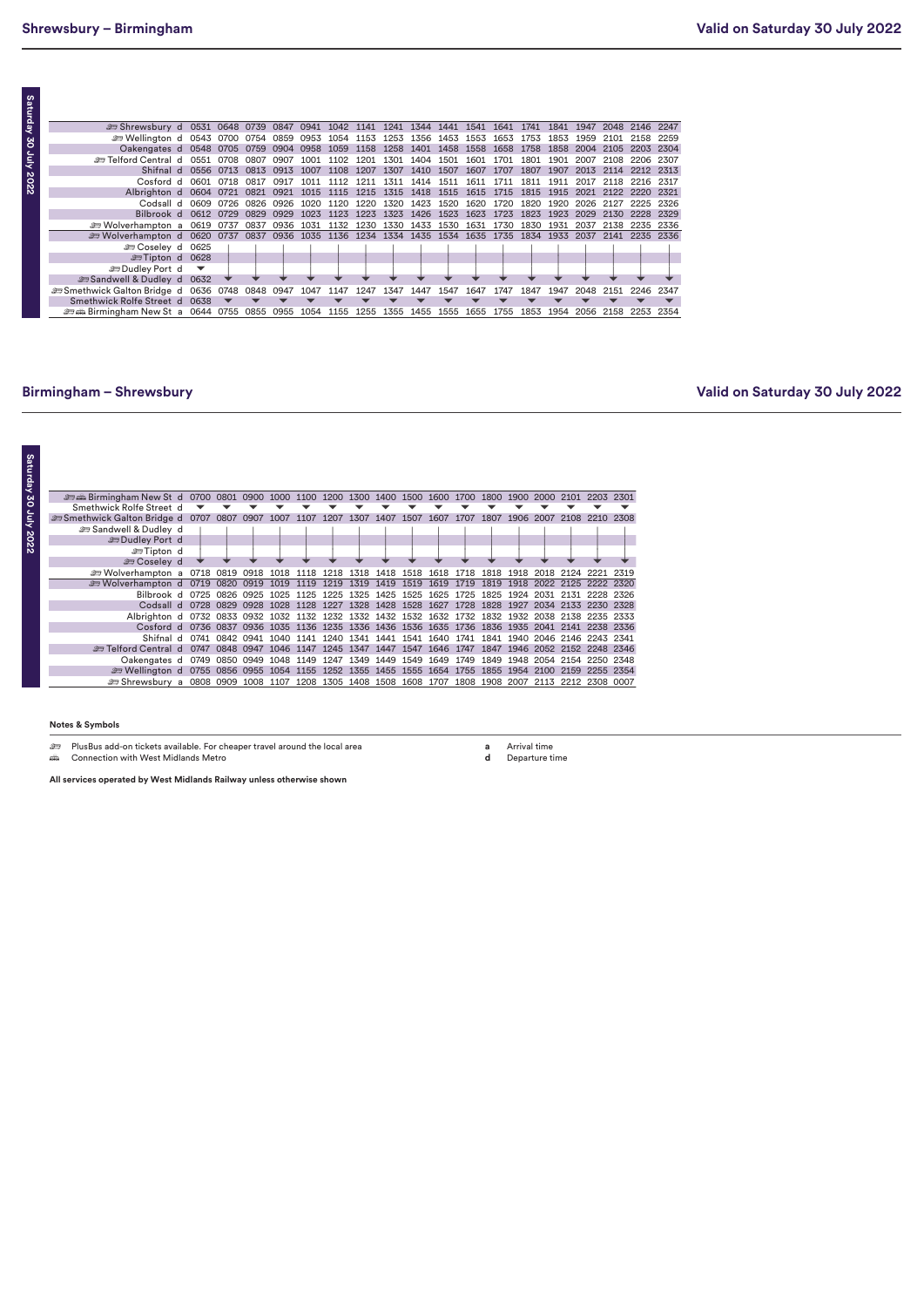## Shrewsbury – Birmingham

**Valid on Saturday 30 July 2022**

| | | | | | | | | | | | | | | | | | | | | |
|---|---|---|---|---|---|---|---|---|---|---|---|---|---|---|---|---|---|---|---|---|
| Shrewsbury | d | 0531 | 0648 | 0739 | 0847 | 0941 | 1042 | 1141 | 1241 | 1344 | 1441 | 1541 | 1641 | 1741 | 1841 | 1947 | 2048 | 2146 | 2247 |
| Wellington | d | 0543 | 0700 | 0754 | 0859 | 0953 | 1054 | 1153 | 1253 | 1356 | 1453 | 1553 | 1653 | 1753 | 1853 | 1959 | 2101 | 2158 | 2259 |
| Oakengates | d | 0548 | 0705 | 0759 | 0904 | 0958 | 1059 | 1158 | 1258 | 1401 | 1458 | 1558 | 1658 | 1758 | 1858 | 2004 | 2105 | 2203 | 2304 |
| Telford Central | d | 0551 | 0708 | 0807 | 0907 | 1001 | 1102 | 1201 | 1301 | 1404 | 1501 | 1601 | 1701 | 1801 | 1901 | 2007 | 2108 | 2206 | 2307 |
| Shifnal | d | 0556 | 0713 | 0813 | 0913 | 1007 | 1108 | 1207 | 1307 | 1410 | 1507 | 1607 | 1707 | 1807 | 1907 | 2013 | 2114 | 2212 | 2313 |
| Cosford | d | 0601 | 0718 | 0817 | 0917 | 1011 | 1112 | 1211 | 1311 | 1414 | 1511 | 1611 | 1711 | 1811 | 1911 | 2017 | 2118 | 2216 | 2317 |
| Albrighton | d | 0604 | 0721 | 0821 | 0921 | 1015 | 1115 | 1215 | 1315 | 1418 | 1515 | 1615 | 1715 | 1815 | 1915 | 2021 | 2122 | 2220 | 2321 |
| Codsall | d | 0609 | 0726 | 0826 | 0926 | 1020 | 1120 | 1220 | 1320 | 1423 | 1520 | 1620 | 1720 | 1820 | 1920 | 2026 | 2127 | 2225 | 2326 |
| Bilbrook | d | 0612 | 0729 | 0829 | 0929 | 1023 | 1123 | 1223 | 1323 | 1426 | 1523 | 1623 | 1723 | 1823 | 1923 | 2029 | 2130 | 2228 | 2329 |
| Wolverhampton | a | 0619 | 0737 | 0837 | 0936 | 1031 | 1132 | 1230 | 1330 | 1433 | 1530 | 1631 | 1730 | 1830 | 1931 | 2037 | 2138 | 2235 | 2336 |
| Wolverhampton | d | 0620 | 0737 | 0837 | 0936 | 1035 | 1136 | 1234 | 1334 | 1435 | 1534 | 1635 | 1735 | 1834 | 1933 | 2037 | 2141 | 2235 | 2336 |
| Coseley | d | 0625 | | | | | | | | | | | | | | | | | |
| Tipton | d | 0628 | | | | | | | | | | | | | | | | | |
| Dudley Port | d | ▼ | | | | | | | | | | | | | | | | | |
| Sandwell & Dudley | d | 0632 | ▼ | ▼ | ▼ | ▼ | ▼ | ▼ | ▼ | ▼ | ▼ | ▼ | ▼ | ▼ | ▼ | ▼ | ▼ | ▼ | ▼ |
| Smethwick Galton Bridge | d | 0636 | 0748 | 0848 | 0947 | 1047 | 1147 | 1247 | 1347 | 1447 | 1547 | 1647 | 1747 | 1847 | 1947 | 2048 | 2151 | 2246 | 2347 |
| Smethwick Rolfe Street | d | 0638 | ▼ | ▼ | ▼ | ▼ | ▼ | ▼ | ▼ | ▼ | ▼ | ▼ | ▼ | ▼ | ▼ | ▼ | ▼ | ▼ | ▼ |
| Birmingham New St | a | 0644 | 0755 | 0855 | 0955 | 1054 | 1155 | 1255 | 1355 | 1455 | 1555 | 1655 | 1755 | 1853 | 1954 | 2056 | 2158 | 2253 | 2354 |

## Birmingham – Shrewsbury

**Valid on Saturday 30 July 2022**

| | | | | | | | | | | | | | | | | | | |
|---|---|---|---|---|---|---|---|---|---|---|---|---|---|---|---|---|---|---|
| Birmingham New St | d | 0700 | 0801 | 0900 | 1000 | 1100 | 1200 | 1300 | 1400 | 1500 | 1600 | 1700 | 1800 | 1900 | 2000 | 2101 | 2203 | 2301 |
| Smethwick Rolfe Street | d | ▼ | ▼ | ▼ | ▼ | ▼ | ▼ | ▼ | ▼ | ▼ | ▼ | ▼ | ▼ | ▼ | ▼ | ▼ | ▼ | ▼ |
| Smethwick Galton Bridge | d | 0707 | 0807 | 0907 | 1007 | 1107 | 1207 | 1307 | 1407 | 1507 | 1607 | 1707 | 1807 | 1906 | 2007 | 2108 | 2210 | 2308 |
| Sandwell & Dudley | d | | | | | | | | | | | | | | | | | |
| Dudley Port | d | | | | | | | | | | | | | | | | | |
| Tipton | d | | | | | | | | | | | | | | | | | |
| Coseley | d | ▼ | ▼ | ▼ | ▼ | ▼ | ▼ | ▼ | ▼ | ▼ | ▼ | ▼ | ▼ | ▼ | ▼ | ▼ | ▼ | ▼ |
| Wolverhampton | a | 0718 | 0819 | 0918 | 1018 | 1118 | 1218 | 1318 | 1418 | 1518 | 1618 | 1718 | 1818 | 1918 | 2018 | 2124 | 2221 | 2319 |
| Wolverhampton | d | 0719 | 0820 | 0919 | 1019 | 1119 | 1219 | 1319 | 1419 | 1519 | 1619 | 1719 | 1819 | 1918 | 2022 | 2125 | 2222 | 2320 |
| Bilbrook | d | 0725 | 0826 | 0925 | 1025 | 1125 | 1225 | 1325 | 1425 | 1525 | 1625 | 1725 | 1825 | 1924 | 2031 | 2131 | 2228 | 2326 |
| Codsall | d | 0728 | 0829 | 0928 | 1028 | 1128 | 1227 | 1328 | 1428 | 1528 | 1627 | 1728 | 1828 | 1927 | 2034 | 2133 | 2230 | 2328 |
| Albrighton | d | 0732 | 0833 | 0932 | 1032 | 1132 | 1232 | 1332 | 1432 | 1532 | 1632 | 1732 | 1832 | 1932 | 2038 | 2138 | 2235 | 2333 |
| Cosford | d | 0736 | 0837 | 0936 | 1035 | 1136 | 1235 | 1336 | 1436 | 1536 | 1635 | 1736 | 1836 | 1935 | 2041 | 2141 | 2238 | 2336 |
| Shifnal | d | 0741 | 0842 | 0941 | 1040 | 1141 | 1240 | 1341 | 1441 | 1541 | 1640 | 1741 | 1841 | 1940 | 2046 | 2146 | 2243 | 2341 |
| Telford Central | d | 0747 | 0848 | 0947 | 1046 | 1147 | 1245 | 1347 | 1447 | 1547 | 1646 | 1747 | 1847 | 1946 | 2052 | 2152 | 2248 | 2346 |
| Oakengates | d | 0749 | 0850 | 0949 | 1048 | 1149 | 1247 | 1349 | 1449 | 1549 | 1649 | 1749 | 1849 | 1948 | 2054 | 2154 | 2250 | 2348 |
| Wellington | d | 0755 | 0856 | 0955 | 1054 | 1155 | 1252 | 1355 | 1455 | 1555 | 1654 | 1755 | 1855 | 1954 | 2100 | 2159 | 2255 | 2354 |
| Shrewsbury | a | 0808 | 0909 | 1008 | 1107 | 1208 | 1305 | 1408 | 1508 | 1608 | 1707 | 1808 | 1908 | 2007 | 2113 | 2212 | 2308 | 0007 |

**Notes & Symbols**

PlusBus add-on tickets available. For cheaper travel around the local area

Connection with West Midlands Metro

**a** Arrival time

**d** Departure time

**All services operated by West Midlands Railway unless otherwise shown**